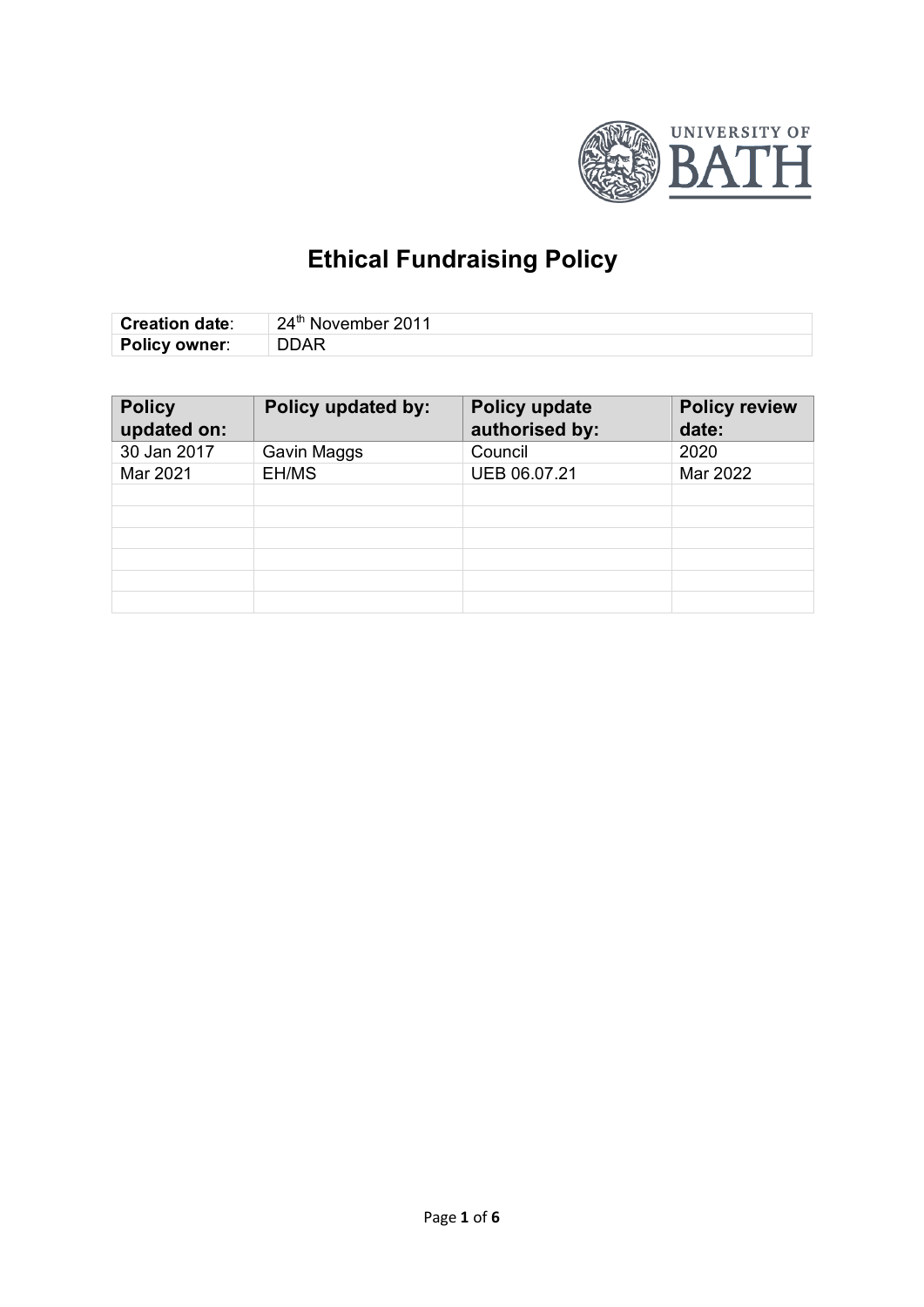# Ethical Fundraising Policy

| **Creation date**: | 24th November 2011 |
| --- | --- |
| **Policy owner**: | DDAR |

| **Policy updated on:** | **Policy updated by:** | **Policy update authorised by:** | **Policy review date:** |
| --- | --- | --- | --- |
| 30 Jan 2017 | Gavin Maggs | Council | 2020 |
| Mar 2021 | EH/MS | UEB 06.07.21 | Mar 2022 |
| | | | |
| | | | |
| | | | |
| | | | |
| | | | |
| | | | |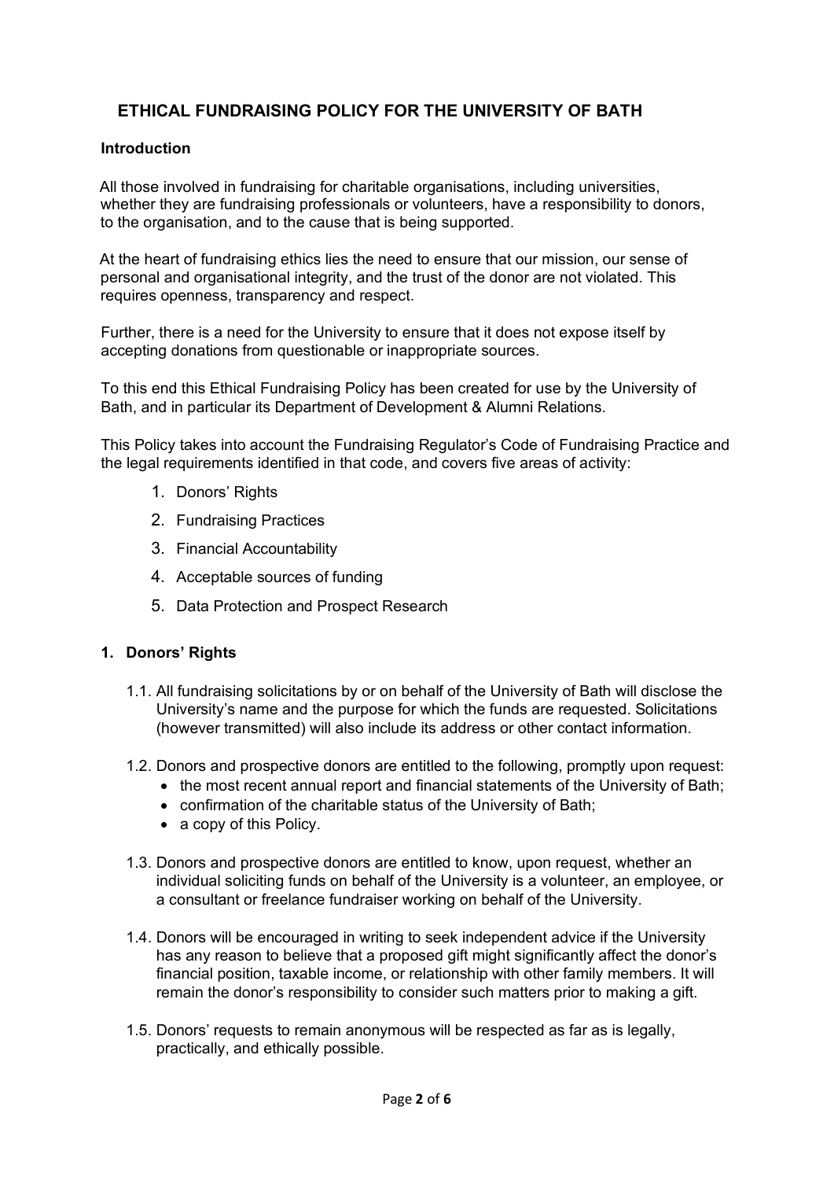# ETHICAL FUNDRAISING POLICY FOR THE UNIVERSITY OF BATH

## Introduction

All those involved in fundraising for charitable organisations, including universities, whether they are fundraising professionals or volunteers, have a responsibility to donors, to the organisation, and to the cause that is being supported.

At the heart of fundraising ethics lies the need to ensure that our mission, our sense of personal and organisational integrity, and the trust of the donor are not violated. This requires openness, transparency and respect.

Further, there is a need for the University to ensure that it does not expose itself by accepting donations from questionable or inappropriate sources.

To this end this Ethical Fundraising Policy has been created for use by the University of Bath, and in particular its Department of Development & Alumni Relations.

This Policy takes into account the Fundraising Regulator's Code of Fundraising Practice and the legal requirements identified in that code, and covers five areas of activity:

1. Donors' Rights
2. Fundraising Practices
3. Financial Accountability
4. Acceptable sources of funding
5. Data Protection and Prospect Research

## 1. Donors' Rights

1.1. All fundraising solicitations by or on behalf of the University of Bath will disclose the University's name and the purpose for which the funds are requested. Solicitations (however transmitted) will also include its address or other contact information.

1.2. Donors and prospective donors are entitled to the following, promptly upon request:

- the most recent annual report and financial statements of the University of Bath;
- confirmation of the charitable status of the University of Bath;
- a copy of this Policy.

1.3. Donors and prospective donors are entitled to know, upon request, whether an individual soliciting funds on behalf of the University is a volunteer, an employee, or a consultant or freelance fundraiser working on behalf of the University.

1.4. Donors will be encouraged in writing to seek independent advice if the University has any reason to believe that a proposed gift might significantly affect the donor's financial position, taxable income, or relationship with other family members. It will remain the donor's responsibility to consider such matters prior to making a gift.

1.5. Donors' requests to remain anonymous will be respected as far as is legally, practically, and ethically possible.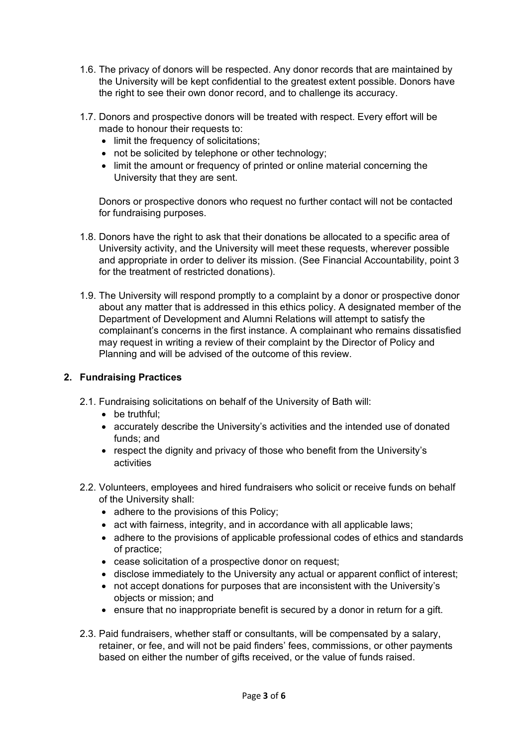1.6. The privacy of donors will be respected. Any donor records that are maintained by the University will be kept confidential to the greatest extent possible. Donors have the right to see their own donor record, and to challenge its accuracy.

1.7. Donors and prospective donors will be treated with respect. Every effort will be made to honour their requests to:

- limit the frequency of solicitations;
- not be solicited by telephone or other technology;
- limit the amount or frequency of printed or online material concerning the University that they are sent.

Donors or prospective donors who request no further contact will not be contacted for fundraising purposes.

1.8. Donors have the right to ask that their donations be allocated to a specific area of University activity, and the University will meet these requests, wherever possible and appropriate in order to deliver its mission. (See Financial Accountability, point 3 for the treatment of restricted donations).

1.9. The University will respond promptly to a complaint by a donor or prospective donor about any matter that is addressed in this ethics policy. A designated member of the Department of Development and Alumni Relations will attempt to satisfy the complainant's concerns in the first instance. A complainant who remains dissatisfied may request in writing a review of their complaint by the Director of Policy and Planning and will be advised of the outcome of this review.

## 2. Fundraising Practices

2.1. Fundraising solicitations on behalf of the University of Bath will:

- be truthful;
- accurately describe the University's activities and the intended use of donated funds; and
- respect the dignity and privacy of those who benefit from the University's activities

2.2. Volunteers, employees and hired fundraisers who solicit or receive funds on behalf of the University shall:

- adhere to the provisions of this Policy;
- act with fairness, integrity, and in accordance with all applicable laws;
- adhere to the provisions of applicable professional codes of ethics and standards of practice;
- cease solicitation of a prospective donor on request;
- disclose immediately to the University any actual or apparent conflict of interest;
- not accept donations for purposes that are inconsistent with the University's objects or mission; and
- ensure that no inappropriate benefit is secured by a donor in return for a gift.

2.3. Paid fundraisers, whether staff or consultants, will be compensated by a salary, retainer, or fee, and will not be paid finders' fees, commissions, or other payments based on either the number of gifts received, or the value of funds raised.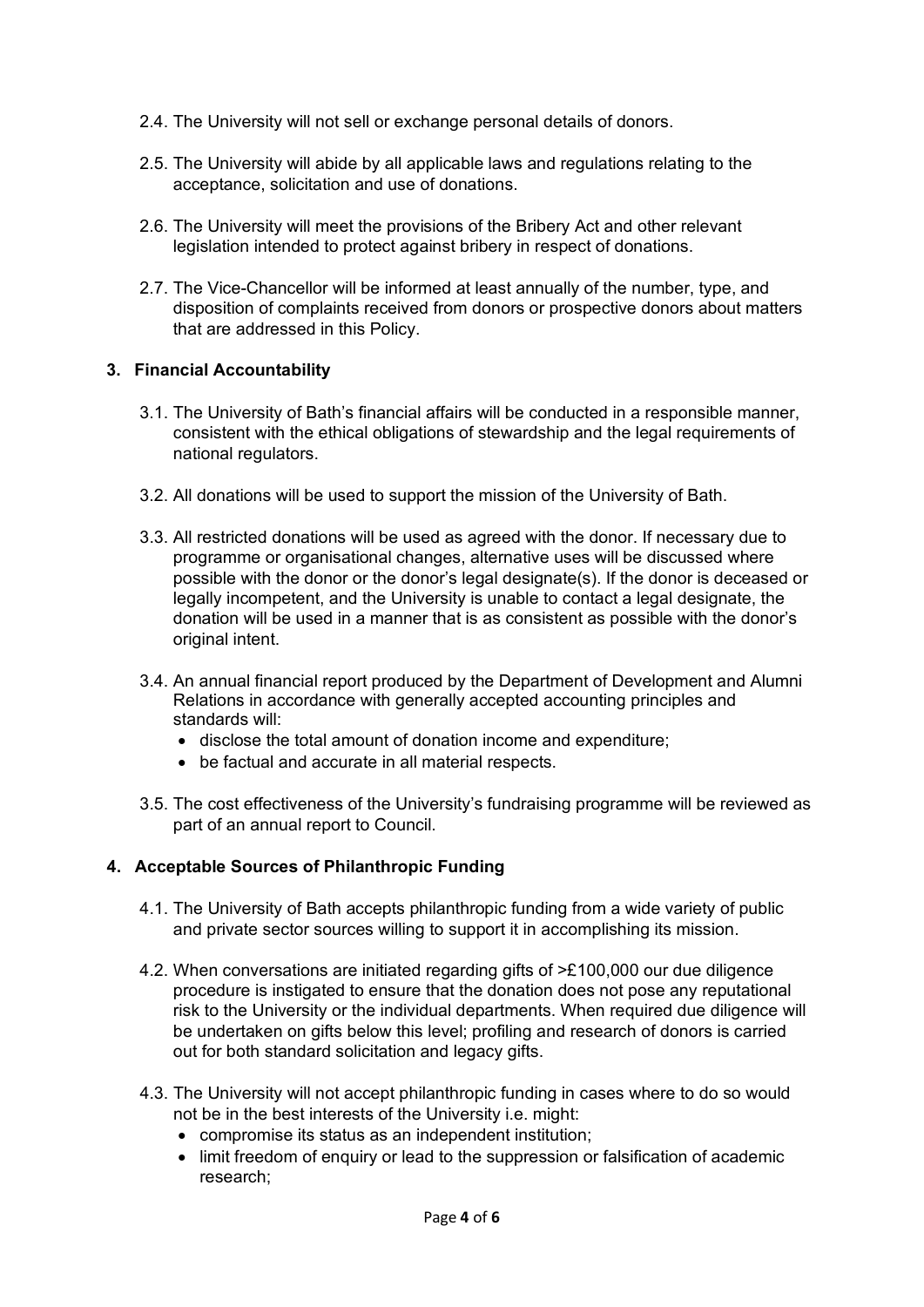2.4. The University will not sell or exchange personal details of donors.

2.5. The University will abide by all applicable laws and regulations relating to the acceptance, solicitation and use of donations.

2.6. The University will meet the provisions of the Bribery Act and other relevant legislation intended to protect against bribery in respect of donations.

2.7. The Vice-Chancellor will be informed at least annually of the number, type, and disposition of complaints received from donors or prospective donors about matters that are addressed in this Policy.

## 3. Financial Accountability

3.1. The University of Bath's financial affairs will be conducted in a responsible manner, consistent with the ethical obligations of stewardship and the legal requirements of national regulators.

3.2. All donations will be used to support the mission of the University of Bath.

3.3. All restricted donations will be used as agreed with the donor. If necessary due to programme or organisational changes, alternative uses will be discussed where possible with the donor or the donor's legal designate(s). If the donor is deceased or legally incompetent, and the University is unable to contact a legal designate, the donation will be used in a manner that is as consistent as possible with the donor's original intent.

3.4. An annual financial report produced by the Department of Development and Alumni Relations in accordance with generally accepted accounting principles and standards will:

- disclose the total amount of donation income and expenditure;
- be factual and accurate in all material respects.

3.5. The cost effectiveness of the University's fundraising programme will be reviewed as part of an annual report to Council.

## 4. Acceptable Sources of Philanthropic Funding

4.1. The University of Bath accepts philanthropic funding from a wide variety of public and private sector sources willing to support it in accomplishing its mission.

4.2. When conversations are initiated regarding gifts of >£100,000 our due diligence procedure is instigated to ensure that the donation does not pose any reputational risk to the University or the individual departments. When required due diligence will be undertaken on gifts below this level; profiling and research of donors is carried out for both standard solicitation and legacy gifts.

4.3. The University will not accept philanthropic funding in cases where to do so would not be in the best interests of the University i.e. might:

- compromise its status as an independent institution;
- limit freedom of enquiry or lead to the suppression or falsification of academic research;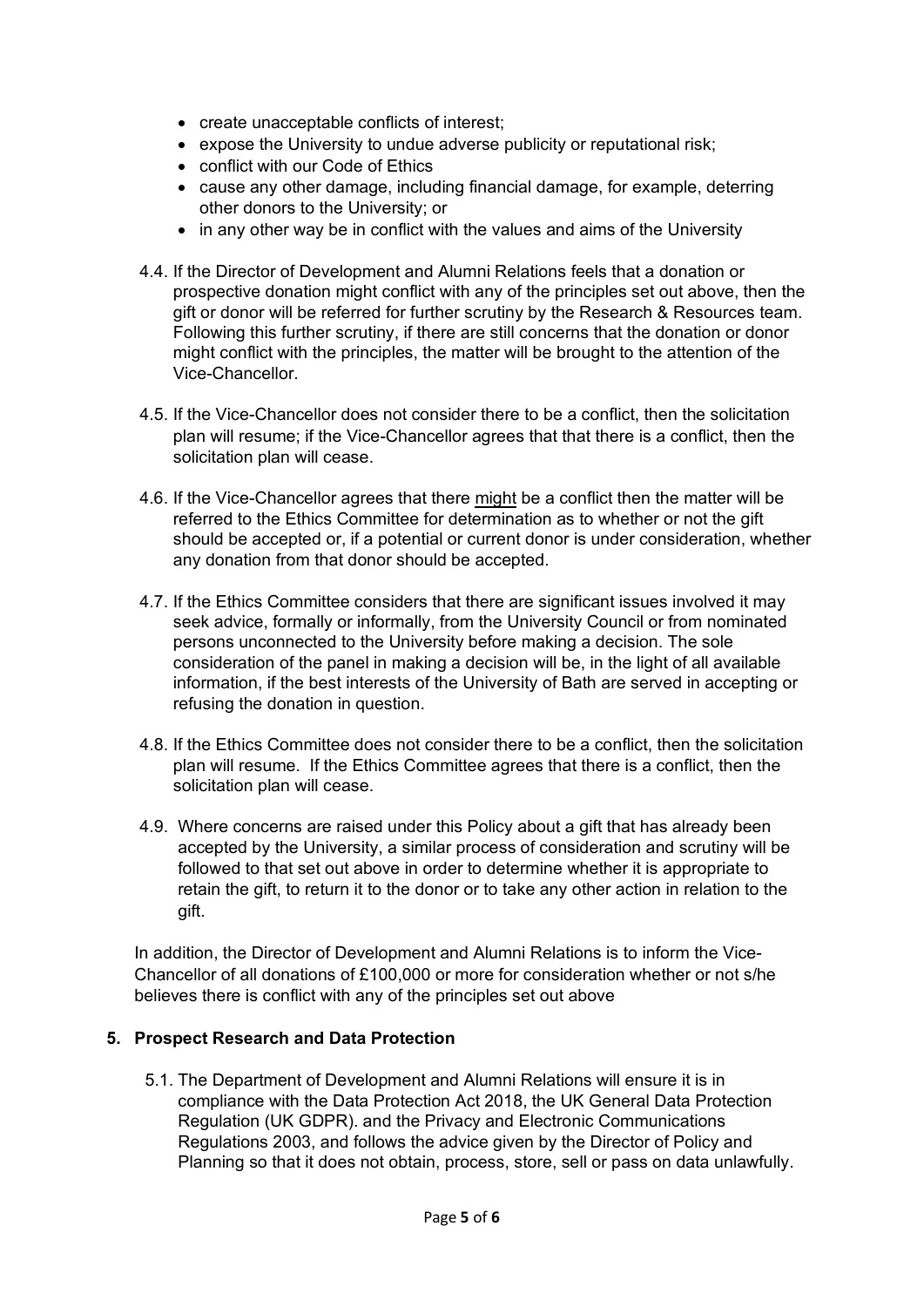- create unacceptable conflicts of interest;
- expose the University to undue adverse publicity or reputational risk;
- conflict with our Code of Ethics
- cause any other damage, including financial damage, for example, deterring other donors to the University; or
- in any other way be in conflict with the values and aims of the University

4.4. If the Director of Development and Alumni Relations feels that a donation or prospective donation might conflict with any of the principles set out above, then the gift or donor will be referred for further scrutiny by the Research & Resources team. Following this further scrutiny, if there are still concerns that the donation or donor might conflict with the principles, the matter will be brought to the attention of the Vice-Chancellor.

4.5. If the Vice-Chancellor does not consider there to be a conflict, then the solicitation plan will resume; if the Vice-Chancellor agrees that that there is a conflict, then the solicitation plan will cease.

4.6. If the Vice-Chancellor agrees that there might be a conflict then the matter will be referred to the Ethics Committee for determination as to whether or not the gift should be accepted or, if a potential or current donor is under consideration, whether any donation from that donor should be accepted.

4.7. If the Ethics Committee considers that there are significant issues involved it may seek advice, formally or informally, from the University Council or from nominated persons unconnected to the University before making a decision. The sole consideration of the panel in making a decision will be, in the light of all available information, if the best interests of the University of Bath are served in accepting or refusing the donation in question.

4.8. If the Ethics Committee does not consider there to be a conflict, then the solicitation plan will resume. If the Ethics Committee agrees that there is a conflict, then the solicitation plan will cease.

4.9. Where concerns are raised under this Policy about a gift that has already been accepted by the University, a similar process of consideration and scrutiny will be followed to that set out above in order to determine whether it is appropriate to retain the gift, to return it to the donor or to take any other action in relation to the gift.

In addition, the Director of Development and Alumni Relations is to inform the Vice-Chancellor of all donations of £100,000 or more for consideration whether or not s/he believes there is conflict with any of the principles set out above

## 5. Prospect Research and Data Protection

5.1. The Department of Development and Alumni Relations will ensure it is in compliance with the Data Protection Act 2018, the UK General Data Protection Regulation (UK GDPR). and the Privacy and Electronic Communications Regulations 2003, and follows the advice given by the Director of Policy and Planning so that it does not obtain, process, store, sell or pass on data unlawfully.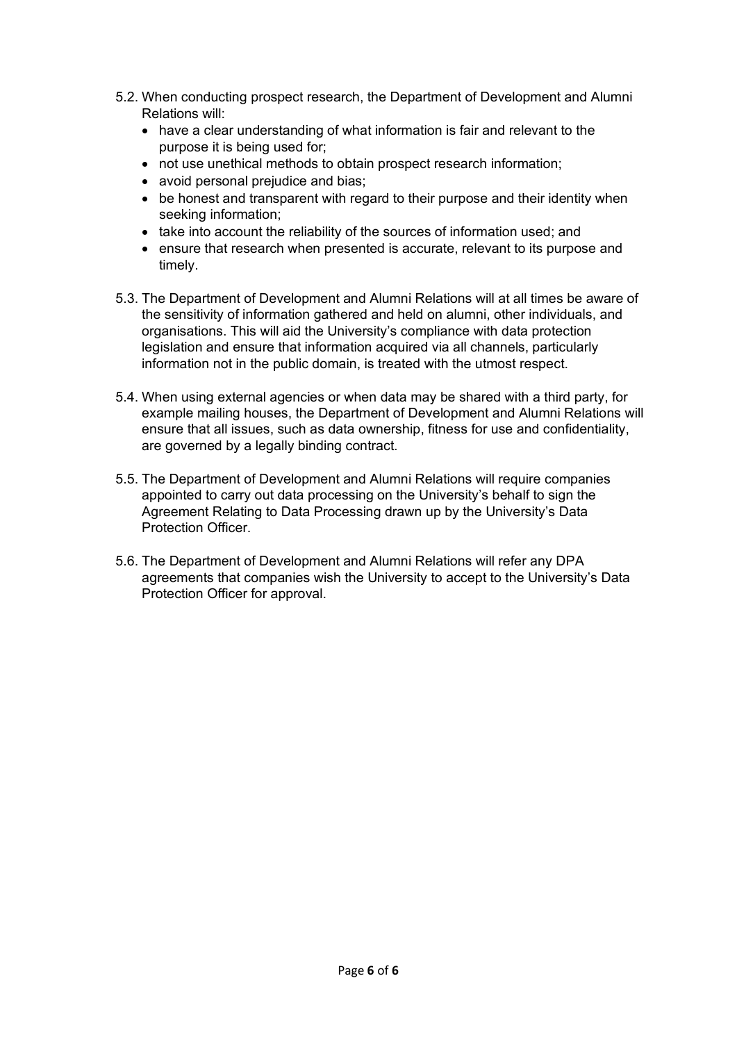5.2. When conducting prospect research, the Department of Development and Alumni Relations will:

- have a clear understanding of what information is fair and relevant to the purpose it is being used for;
- not use unethical methods to obtain prospect research information;
- avoid personal prejudice and bias;
- be honest and transparent with regard to their purpose and their identity when seeking information;
- take into account the reliability of the sources of information used; and
- ensure that research when presented is accurate, relevant to its purpose and timely.

5.3. The Department of Development and Alumni Relations will at all times be aware of the sensitivity of information gathered and held on alumni, other individuals, and organisations. This will aid the University's compliance with data protection legislation and ensure that information acquired via all channels, particularly information not in the public domain, is treated with the utmost respect.

5.4. When using external agencies or when data may be shared with a third party, for example mailing houses, the Department of Development and Alumni Relations will ensure that all issues, such as data ownership, fitness for use and confidentiality, are governed by a legally binding contract.

5.5. The Department of Development and Alumni Relations will require companies appointed to carry out data processing on the University's behalf to sign the Agreement Relating to Data Processing drawn up by the University's Data Protection Officer.

5.6. The Department of Development and Alumni Relations will refer any DPA agreements that companies wish the University to accept to the University's Data Protection Officer for approval.